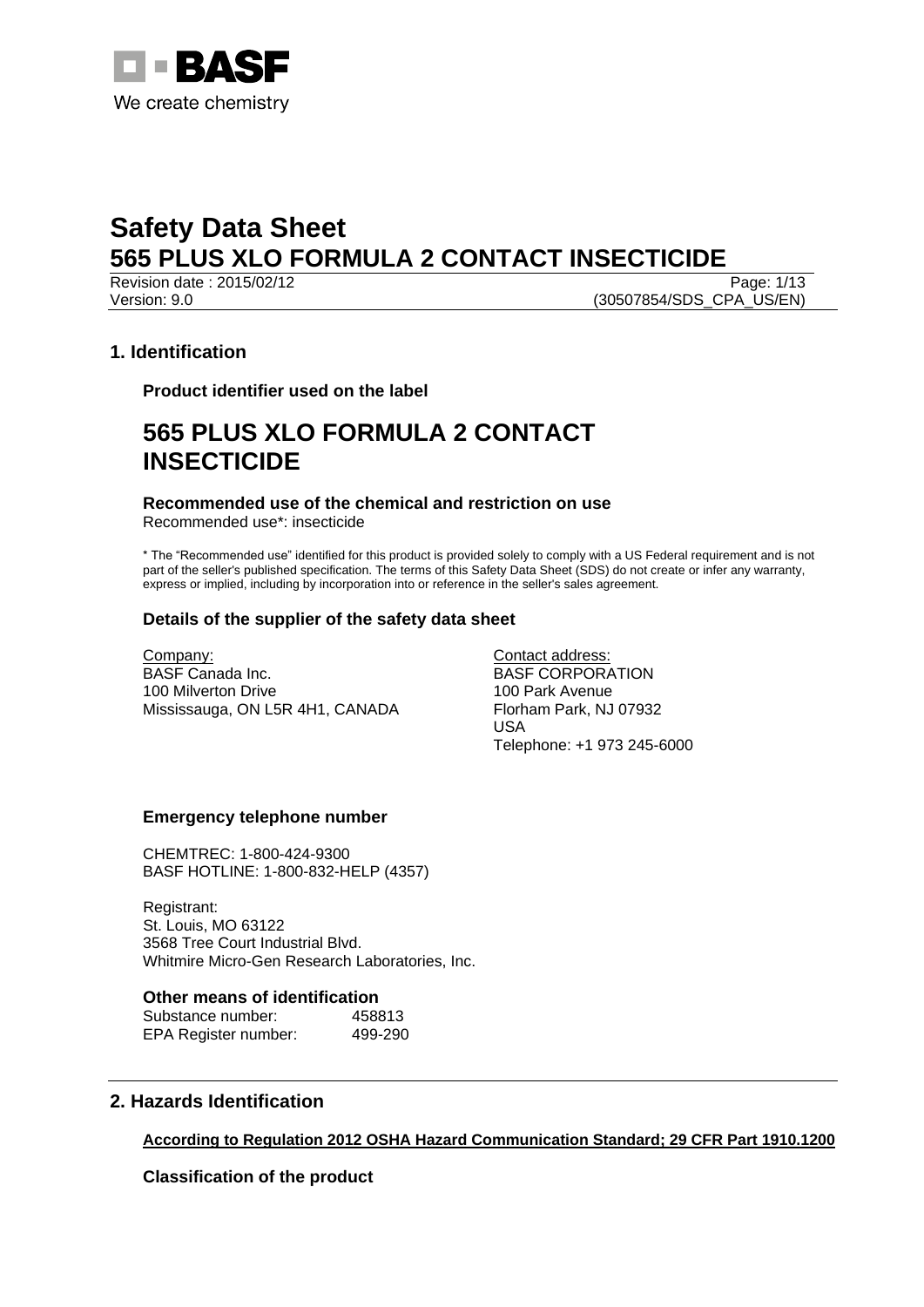# Safety Data Sheet

# 565 PLUS XLO FORMULA 2 CONTACT INSECTICIDE

Revision date : 2015/02/12

Version: 9.0 (30507854/SDS_CPA_US/EN)

## 1. Identification

**Product identifier used on the label**

# 565 PLUS XLO FORMULA 2 CONTACT INSECTICIDE

**Recommended use of the chemical and restriction on use**

Recommended use*: insecticide

* The "Recommended use" identified for this product is provided solely to comply with a US Federal requirement and is not part of the seller's published specification. The terms of this Safety Data Sheet (SDS) do not create or infer any warranty, express or implied, including by incorporation into or reference in the seller's sales agreement.

**Details of the supplier of the safety data sheet**

Company:
BASF Canada Inc.
100 Milverton Drive
Mississauga, ON L5R 4H1, CANADA

Contact address:
BASF CORPORATION
100 Park Avenue
Florham Park, NJ 07932
USA
Telephone: +1 973 245-6000

**Emergency telephone number**

CHEMTREC: 1-800-424-9300
BASF HOTLINE: 1-800-832-HELP (4357)

Registrant:
St. Louis, MO 63122
3568 Tree Court Industrial Blvd.
Whitmire Micro-Gen Research Laboratories, Inc.

**Other means of identification**

| | |
|---|---|
| Substance number: | 458813 |
| EPA Register number: | 499-290 |

## 2. Hazards Identification

**According to Regulation 2012 OSHA Hazard Communication Standard; 29 CFR Part 1910.1200**

**Classification of the product**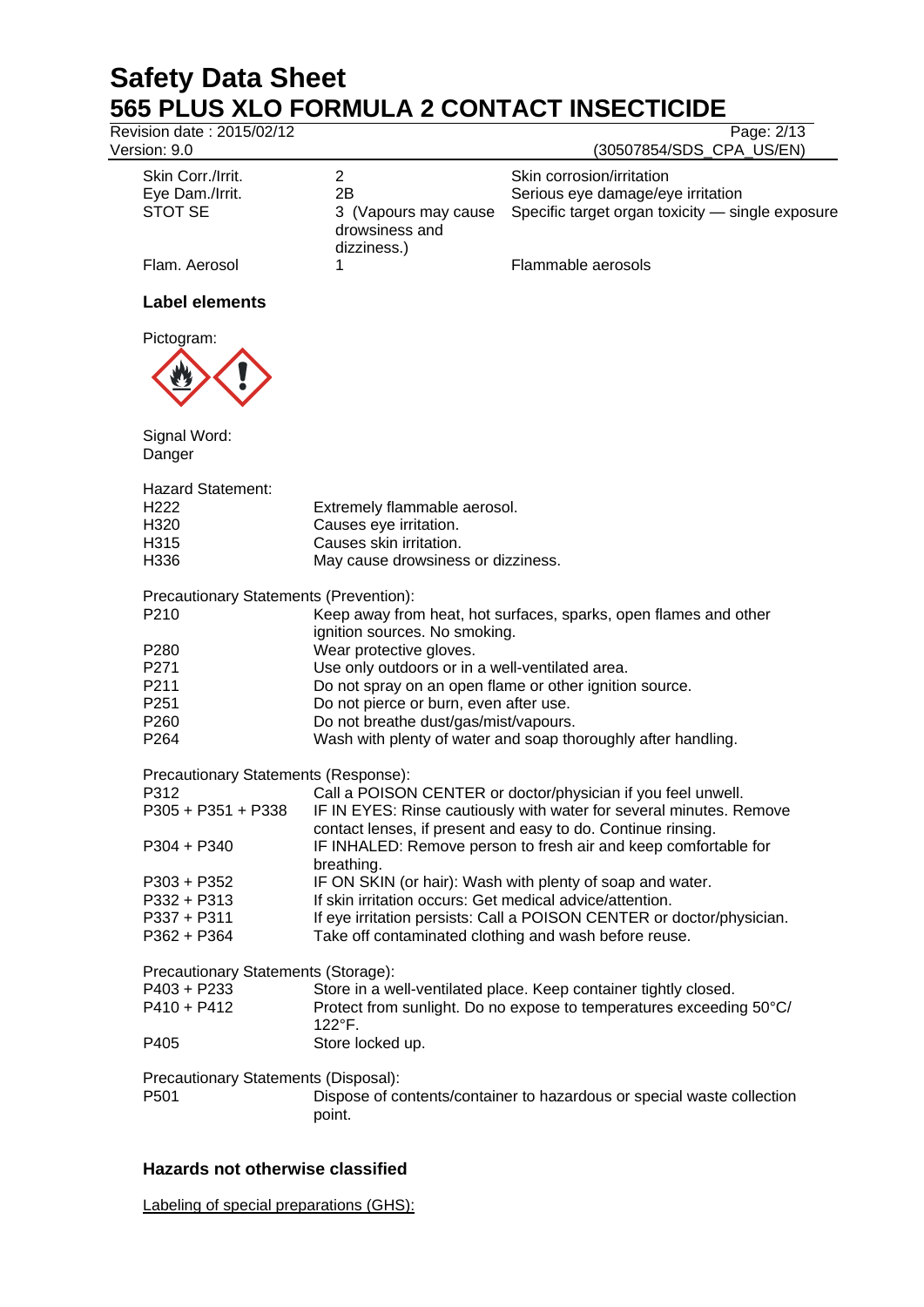| | | |
|---|---|---|
| Skin Corr./Irrit. | 2 | Skin corrosion/irritation |
| Eye Dam./Irrit. | 2B | Serious eye damage/eye irritation |
| STOT SE | 3 (Vapours may cause drowsiness and dizziness.) | Specific target organ toxicity — single exposure |
| Flam. Aerosol | 1 | Flammable aerosols |

### Label elements

Pictogram:

Signal Word:
Danger

Hazard Statement:

| | |
|---|---|
| H222 | Extremely flammable aerosol. |
| H320 | Causes eye irritation. |
| H315 | Causes skin irritation. |
| H336 | May cause drowsiness or dizziness. |

Precautionary Statements (Prevention):

| | |
|---|---|
| P210 | Keep away from heat, hot surfaces, sparks, open flames and other ignition sources. No smoking. |
| P280 | Wear protective gloves. |
| P271 | Use only outdoors or in a well-ventilated area. |
| P211 | Do not spray on an open flame or other ignition source. |
| P251 | Do not pierce or burn, even after use. |
| P260 | Do not breathe dust/gas/mist/vapours. |
| P264 | Wash with plenty of water and soap thoroughly after handling. |

Precautionary Statements (Response):

| | |
|---|---|
| P312 | Call a POISON CENTER or doctor/physician if you feel unwell. |
| P305 + P351 + P338 | IF IN EYES: Rinse cautiously with water for several minutes. Remove contact lenses, if present and easy to do. Continue rinsing. |
| P304 + P340 | IF INHALED: Remove person to fresh air and keep comfortable for breathing. |
| P303 + P352 | IF ON SKIN (or hair): Wash with plenty of soap and water. |
| P332 + P313 | If skin irritation occurs: Get medical advice/attention. |
| P337 + P311 | If eye irritation persists: Call a POISON CENTER or doctor/physician. |
| P362 + P364 | Take off contaminated clothing and wash before reuse. |

Precautionary Statements (Storage):

| | |
|---|---|
| P403 + P233 | Store in a well-ventilated place. Keep container tightly closed. |
| P410 + P412 | Protect from sunlight. Do no expose to temperatures exceeding 50°C/ 122°F. |
| P405 | Store locked up. |

Precautionary Statements (Disposal):

| | |
|---|---|
| P501 | Dispose of contents/container to hazardous or special waste collection point. |

### Hazards not otherwise classified

Labeling of special preparations (GHS):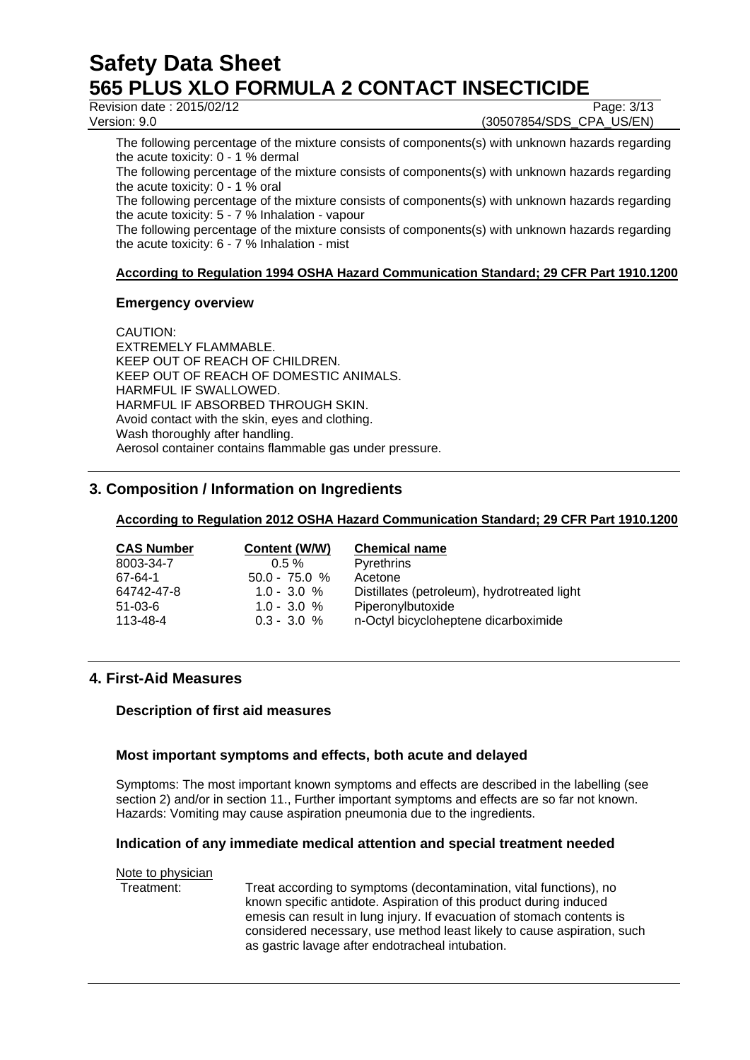The following percentage of the mixture consists of components(s) with unknown hazards regarding the acute toxicity: 0 - 1 % dermal

The following percentage of the mixture consists of components(s) with unknown hazards regarding the acute toxicity: 0 - 1 % oral

The following percentage of the mixture consists of components(s) with unknown hazards regarding the acute toxicity: 5 - 7 % Inhalation - vapour

The following percentage of the mixture consists of components(s) with unknown hazards regarding the acute toxicity: 6 - 7 % Inhalation - mist

**According to Regulation 1994 OSHA Hazard Communication Standard; 29 CFR Part 1910.1200**

### Emergency overview

CAUTION:
EXTREMELY FLAMMABLE.
KEEP OUT OF REACH OF CHILDREN.
KEEP OUT OF REACH OF DOMESTIC ANIMALS.
HARMFUL IF SWALLOWED.
HARMFUL IF ABSORBED THROUGH SKIN.
Avoid contact with the skin, eyes and clothing.
Wash thoroughly after handling.
Aerosol container contains flammable gas under pressure.

## 3. Composition / Information on Ingredients

**According to Regulation 2012 OSHA Hazard Communication Standard; 29 CFR Part 1910.1200**

| CAS Number | Content (W/W) | Chemical name |
|---|---|---|
| 8003-34-7 | 0.5 % | Pyrethrins |
| 67-64-1 | 50.0 - 75.0 % | Acetone |
| 64742-47-8 | 1.0 - 3.0 % | Distillates (petroleum), hydrotreated light |
| 51-03-6 | 1.0 - 3.0 % | Piperonylbutoxide |
| 113-48-4 | 0.3 - 3.0 % | n-Octyl bicycloheptene dicarboximide |

## 4. First-Aid Measures

### Description of first aid measures

### Most important symptoms and effects, both acute and delayed

Symptoms: The most important known symptoms and effects are described in the labelling (see section 2) and/or in section 11., Further important symptoms and effects are so far not known.
Hazards: Vomiting may cause aspiration pneumonia due to the ingredients.

### Indication of any immediate medical attention and special treatment needed

Note to physician

Treatment: Treat according to symptoms (decontamination, vital functions), no known specific antidote. Aspiration of this product during induced emesis can result in lung injury. If evacuation of stomach contents is considered necessary, use method least likely to cause aspiration, such as gastric lavage after endotracheal intubation.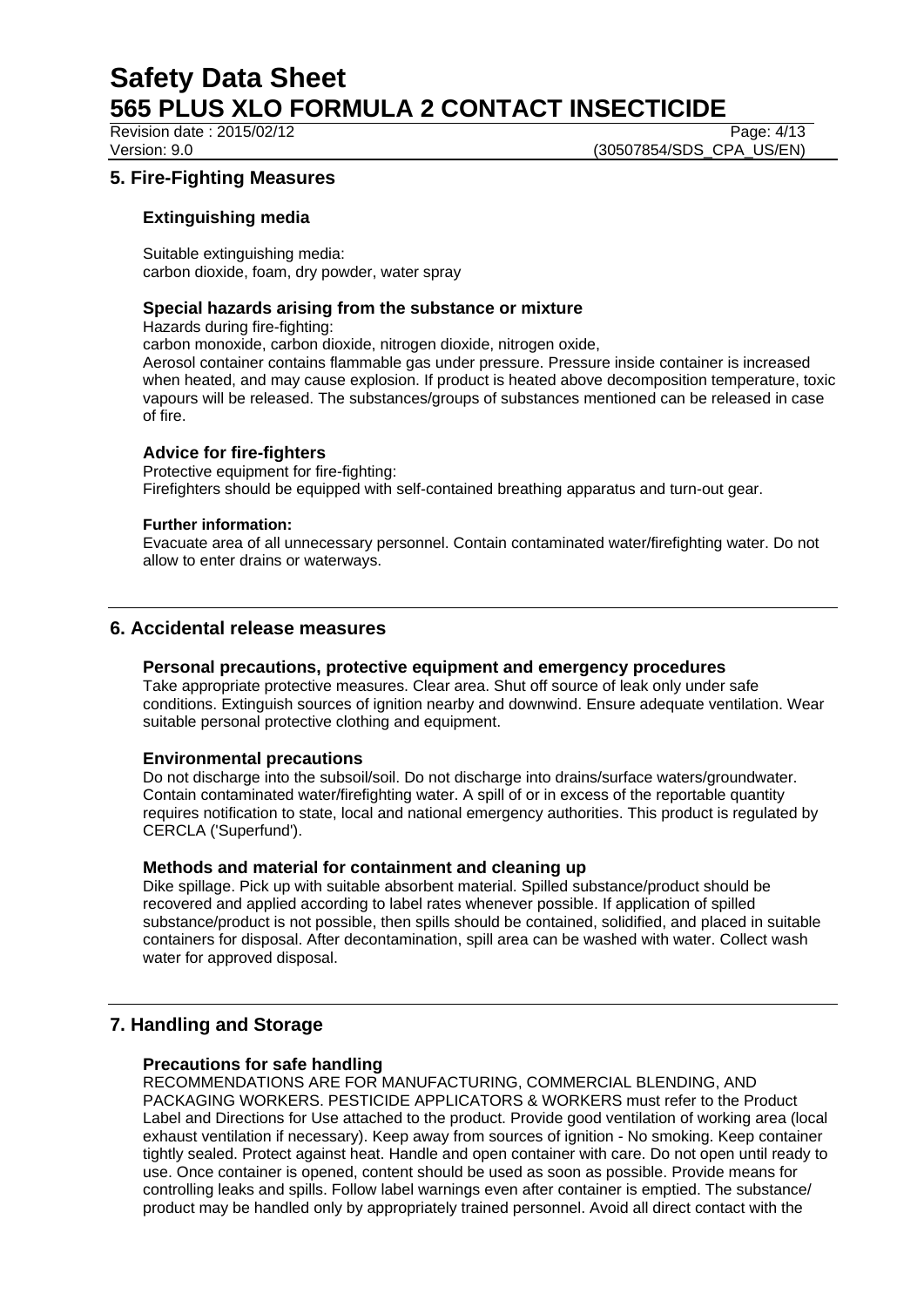## 5. Fire-Fighting Measures

### Extinguishing media

Suitable extinguishing media:
carbon dioxide, foam, dry powder, water spray

### Special hazards arising from the substance or mixture

Hazards during fire-fighting:
carbon monoxide, carbon dioxide, nitrogen dioxide, nitrogen oxide,
Aerosol container contains flammable gas under pressure. Pressure inside container is increased when heated, and may cause explosion. If product is heated above decomposition temperature, toxic vapours will be released. The substances/groups of substances mentioned can be released in case of fire.

### Advice for fire-fighters

Protective equipment for fire-fighting:
Firefighters should be equipped with self-contained breathing apparatus and turn-out gear.

**Further information:**
Evacuate area of all unnecessary personnel. Contain contaminated water/firefighting water. Do not allow to enter drains or waterways.

## 6. Accidental release measures

### Personal precautions, protective equipment and emergency procedures

Take appropriate protective measures. Clear area. Shut off source of leak only under safe conditions. Extinguish sources of ignition nearby and downwind. Ensure adequate ventilation. Wear suitable personal protective clothing and equipment.

### Environmental precautions

Do not discharge into the subsoil/soil. Do not discharge into drains/surface waters/groundwater. Contain contaminated water/firefighting water. A spill of or in excess of the reportable quantity requires notification to state, local and national emergency authorities. This product is regulated by CERCLA ('Superfund').

### Methods and material for containment and cleaning up

Dike spillage. Pick up with suitable absorbent material. Spilled substance/product should be recovered and applied according to label rates whenever possible. If application of spilled substance/product is not possible, then spills should be contained, solidified, and placed in suitable containers for disposal. After decontamination, spill area can be washed with water. Collect wash water for approved disposal.

## 7. Handling and Storage

### Precautions for safe handling

RECOMMENDATIONS ARE FOR MANUFACTURING, COMMERCIAL BLENDING, AND PACKAGING WORKERS. PESTICIDE APPLICATORS & WORKERS must refer to the Product Label and Directions for Use attached to the product. Provide good ventilation of working area (local exhaust ventilation if necessary). Keep away from sources of ignition - No smoking. Keep container tightly sealed. Protect against heat. Handle and open container with care. Do not open until ready to use. Once container is opened, content should be used as soon as possible. Provide means for controlling leaks and spills. Follow label warnings even after container is emptied. The substance/ product may be handled only by appropriately trained personnel. Avoid all direct contact with the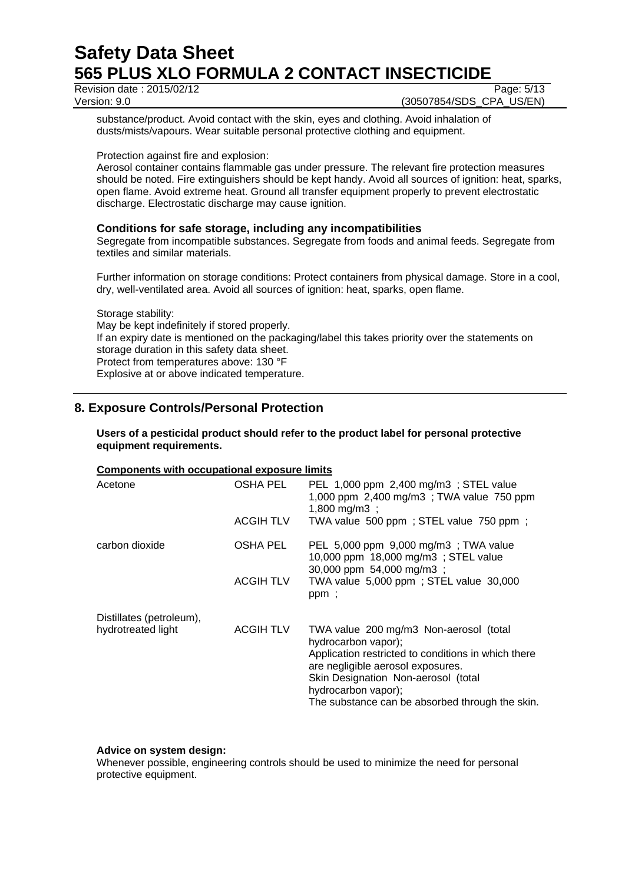substance/product. Avoid contact with the skin, eyes and clothing. Avoid inhalation of dusts/mists/vapours. Wear suitable personal protective clothing and equipment.

Protection against fire and explosion:
Aerosol container contains flammable gas under pressure. The relevant fire protection measures should be noted. Fire extinguishers should be kept handy. Avoid all sources of ignition: heat, sparks, open flame. Avoid extreme heat. Ground all transfer equipment properly to prevent electrostatic discharge. Electrostatic discharge may cause ignition.

### Conditions for safe storage, including any incompatibilities

Segregate from incompatible substances. Segregate from foods and animal feeds. Segregate from textiles and similar materials.

Further information on storage conditions: Protect containers from physical damage. Store in a cool, dry, well-ventilated area. Avoid all sources of ignition: heat, sparks, open flame.

Storage stability:
May be kept indefinitely if stored properly.
If an expiry date is mentioned on the packaging/label this takes priority over the statements on storage duration in this safety data sheet.
Protect from temperatures above: 130 °F
Explosive at or above indicated temperature.

## 8. Exposure Controls/Personal Protection

**Users of a pesticidal product should refer to the product label for personal protective equipment requirements.**

**Components with occupational exposure limits**

| | | |
|---|---|---|
| Acetone | OSHA PEL | PEL 1,000 ppm 2,400 mg/m3 ; STEL value 1,000 ppm 2,400 mg/m3 ; TWA value 750 ppm 1,800 mg/m3 ; |
| | ACGIH TLV | TWA value 500 ppm ; STEL value 750 ppm ; |
| carbon dioxide | OSHA PEL | PEL 5,000 ppm 9,000 mg/m3 ; TWA value 10,000 ppm 18,000 mg/m3 ; STEL value 30,000 ppm 54,000 mg/m3 ; |
| | ACGIH TLV | TWA value 5,000 ppm ; STEL value 30,000 ppm ; |
| Distillates (petroleum), hydrotreated light | ACGIH TLV | TWA value 200 mg/m3 Non-aerosol (total hydrocarbon vapor); Application restricted to conditions in which there are negligible aerosol exposures. Skin Designation Non-aerosol (total hydrocarbon vapor); The substance can be absorbed through the skin. |

**Advice on system design:**
Whenever possible, engineering controls should be used to minimize the need for personal protective equipment.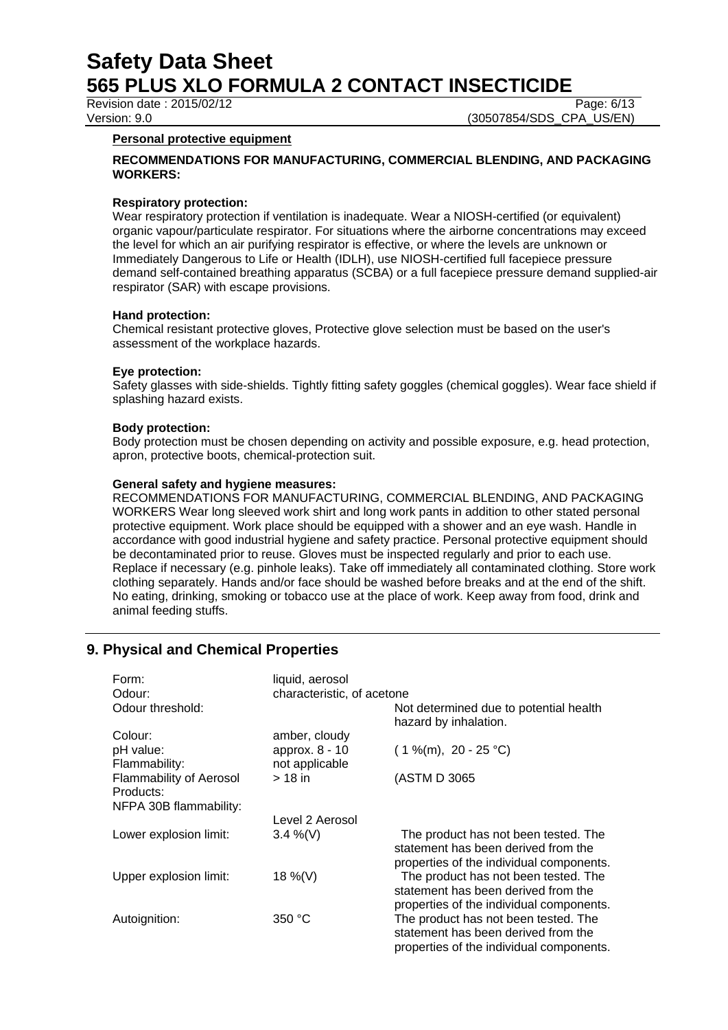**Personal protective equipment**

**RECOMMENDATIONS FOR MANUFACTURING, COMMERCIAL BLENDING, AND PACKAGING WORKERS:**

**Respiratory protection:**
Wear respiratory protection if ventilation is inadequate. Wear a NIOSH-certified (or equivalent) organic vapour/particulate respirator. For situations where the airborne concentrations may exceed the level for which an air purifying respirator is effective, or where the levels are unknown or Immediately Dangerous to Life or Health (IDLH), use NIOSH-certified full facepiece pressure demand self-contained breathing apparatus (SCBA) or a full facepiece pressure demand supplied-air respirator (SAR) with escape provisions.

**Hand protection:**
Chemical resistant protective gloves, Protective glove selection must be based on the user's assessment of the workplace hazards.

**Eye protection:**
Safety glasses with side-shields. Tightly fitting safety goggles (chemical goggles). Wear face shield if splashing hazard exists.

**Body protection:**
Body protection must be chosen depending on activity and possible exposure, e.g. head protection, apron, protective boots, chemical-protection suit.

**General safety and hygiene measures:**
RECOMMENDATIONS FOR MANUFACTURING, COMMERCIAL BLENDING, AND PACKAGING WORKERS Wear long sleeved work shirt and long work pants in addition to other stated personal protective equipment. Work place should be equipped with a shower and an eye wash. Handle in accordance with good industrial hygiene and safety practice. Personal protective equipment should be decontaminated prior to reuse. Gloves must be inspected regularly and prior to each use. Replace if necessary (e.g. pinhole leaks). Take off immediately all contaminated clothing. Store work clothing separately. Hands and/or face should be washed before breaks and at the end of the shift. No eating, drinking, smoking or tobacco use at the place of work. Keep away from food, drink and animal feeding stuffs.

## 9. Physical and Chemical Properties

| | | |
|---|---|---|
| Form: | liquid, aerosol | |
| Odour: | characteristic, of acetone | |
| Odour threshold: | | Not determined due to potential health hazard by inhalation. |
| Colour: | amber, cloudy | |
| pH value: | approx. 8 - 10 | ( 1 %(m), 20 - 25 °C) |
| Flammability: | not applicable | |
| Flammability of Aerosol Products: | > 18 in | (ASTM D 3065 |
| NFPA 30B flammability: | Level 2 Aerosol | |
| Lower explosion limit: | 3.4 %(V) | The product has not been tested. The statement has been derived from the properties of the individual components. |
| Upper explosion limit: | 18 %(V) | The product has not been tested. The statement has been derived from the properties of the individual components. |
| Autoignition: | 350 °C | The product has not been tested. The statement has been derived from the properties of the individual components. |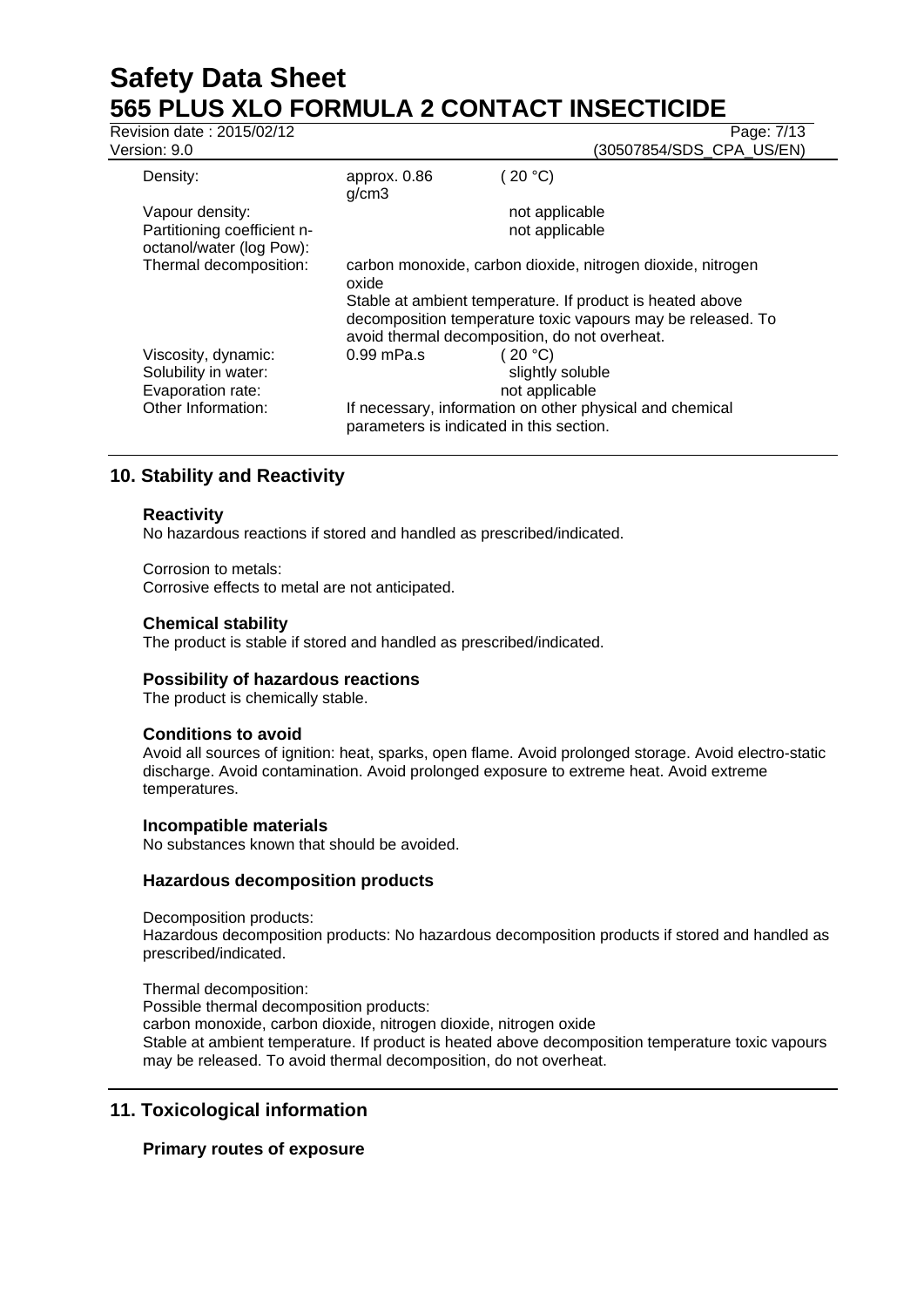| | | |
|---|---|---|
| Density: | approx. 0.86 g/cm3 | ( 20 °C) |
| Vapour density: | | not applicable |
| Partitioning coefficient n-octanol/water (log Pow): | | not applicable |
| Thermal decomposition: | carbon monoxide, carbon dioxide, nitrogen dioxide, nitrogen oxide<br>Stable at ambient temperature. If product is heated above decomposition temperature toxic vapours may be released. To avoid thermal decomposition, do not overheat. | |
| Viscosity, dynamic: | 0.99 mPa.s | ( 20 °C) |
| Solubility in water: | | slightly soluble |
| Evaporation rate: | | not applicable |
| Other Information: | If necessary, information on other physical and chemical parameters is indicated in this section. | |

## 10. Stability and Reactivity

### Reactivity

No hazardous reactions if stored and handled as prescribed/indicated.

Corrosion to metals:
Corrosive effects to metal are not anticipated.

### Chemical stability

The product is stable if stored and handled as prescribed/indicated.

### Possibility of hazardous reactions

The product is chemically stable.

### Conditions to avoid

Avoid all sources of ignition: heat, sparks, open flame. Avoid prolonged storage. Avoid electro-static discharge. Avoid contamination. Avoid prolonged exposure to extreme heat. Avoid extreme temperatures.

### Incompatible materials

No substances known that should be avoided.

### Hazardous decomposition products

Decomposition products:
Hazardous decomposition products: No hazardous decomposition products if stored and handled as prescribed/indicated.

Thermal decomposition:
Possible thermal decomposition products:
carbon monoxide, carbon dioxide, nitrogen dioxide, nitrogen oxide
Stable at ambient temperature. If product is heated above decomposition temperature toxic vapours may be released. To avoid thermal decomposition, do not overheat.

## 11. Toxicological information

### Primary routes of exposure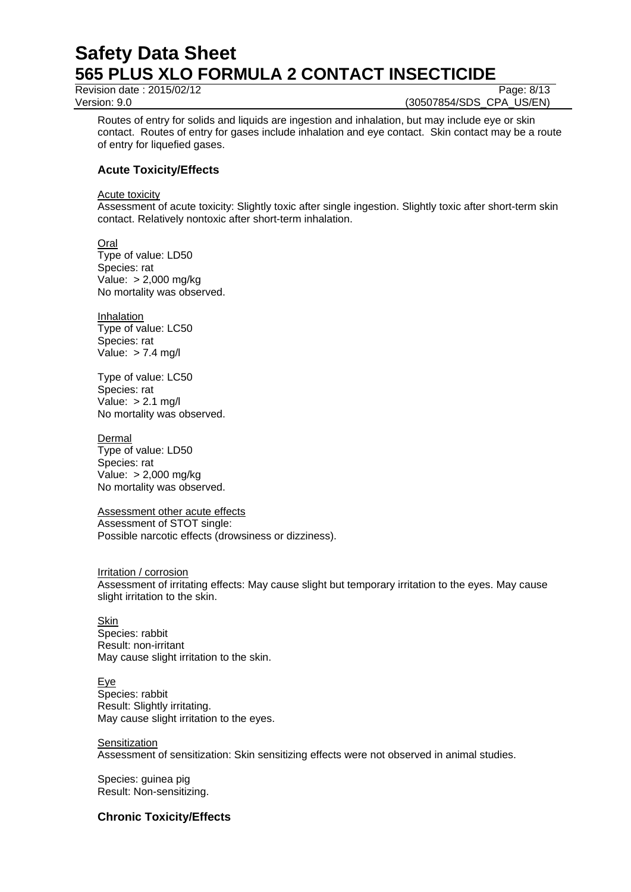Routes of entry for solids and liquids are ingestion and inhalation, but may include eye or skin contact. Routes of entry for gases include inhalation and eye contact. Skin contact may be a route of entry for liquefied gases.

### Acute Toxicity/Effects

Acute toxicity

Assessment of acute toxicity: Slightly toxic after single ingestion. Slightly toxic after short-term skin contact. Relatively nontoxic after short-term inhalation.

Oral

Type of value: LD50
Species: rat
Value: > 2,000 mg/kg
No mortality was observed.

Inhalation

Type of value: LC50
Species: rat
Value: > 7.4 mg/l

Type of value: LC50
Species: rat
Value: > 2.1 mg/l
No mortality was observed.

Dermal

Type of value: LD50
Species: rat
Value: > 2,000 mg/kg
No mortality was observed.

Assessment other acute effects

Assessment of STOT single:
Possible narcotic effects (drowsiness or dizziness).

Irritation / corrosion

Assessment of irritating effects: May cause slight but temporary irritation to the eyes. May cause slight irritation to the skin.

Skin

Species: rabbit
Result: non-irritant
May cause slight irritation to the skin.

Eye

Species: rabbit
Result: Slightly irritating.
May cause slight irritation to the eyes.

Sensitization

Assessment of sensitization: Skin sensitizing effects were not observed in animal studies.

Species: guinea pig
Result: Non-sensitizing.

### Chronic Toxicity/Effects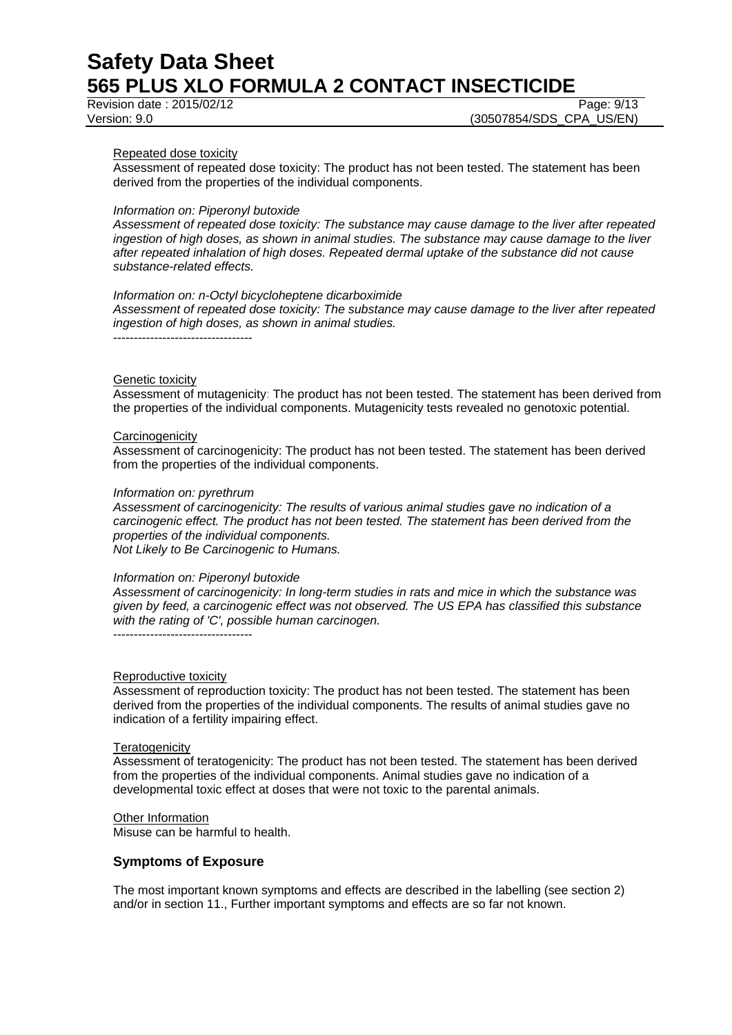Repeated dose toxicity

Assessment of repeated dose toxicity: The product has not been tested. The statement has been derived from the properties of the individual components.

*Information on: Piperonyl butoxide*

*Assessment of repeated dose toxicity: The substance may cause damage to the liver after repeated ingestion of high doses, as shown in animal studies. The substance may cause damage to the liver after repeated inhalation of high doses. Repeated dermal uptake of the substance did not cause substance-related effects.*

*Information on: n-Octyl bicycloheptene dicarboximide*

*Assessment of repeated dose toxicity: The substance may cause damage to the liver after repeated ingestion of high doses, as shown in animal studies.*

----------------------------------

Genetic toxicity

Assessment of mutagenicity: The product has not been tested. The statement has been derived from the properties of the individual components. Mutagenicity tests revealed no genotoxic potential.

Carcinogenicity

Assessment of carcinogenicity: The product has not been tested. The statement has been derived from the properties of the individual components.

*Information on: pyrethrum*

*Assessment of carcinogenicity: The results of various animal studies gave no indication of a carcinogenic effect. The product has not been tested. The statement has been derived from the properties of the individual components.*

*Not Likely to Be Carcinogenic to Humans.*

*Information on: Piperonyl butoxide*

*Assessment of carcinogenicity: In long-term studies in rats and mice in which the substance was given by feed, a carcinogenic effect was not observed. The US EPA has classified this substance with the rating of 'C', possible human carcinogen.*

----------------------------------

Reproductive toxicity

Assessment of reproduction toxicity: The product has not been tested. The statement has been derived from the properties of the individual components. The results of animal studies gave no indication of a fertility impairing effect.

Teratogenicity

Assessment of teratogenicity: The product has not been tested. The statement has been derived from the properties of the individual components. Animal studies gave no indication of a developmental toxic effect at doses that were not toxic to the parental animals.

Other Information

Misuse can be harmful to health.

## Symptoms of Exposure

The most important known symptoms and effects are described in the labelling (see section 2) and/or in section 11., Further important symptoms and effects are so far not known.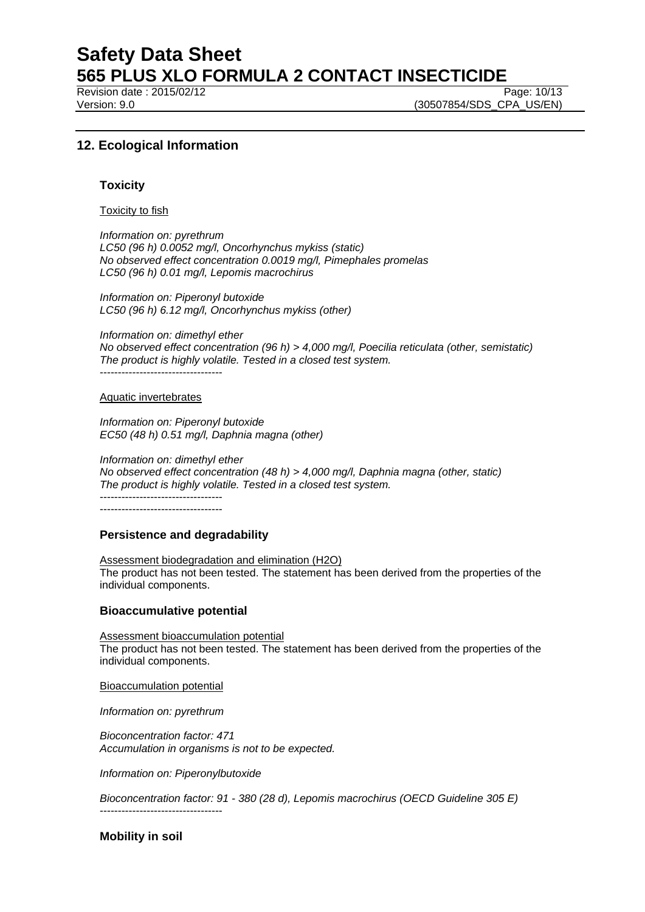## 12. Ecological Information

### Toxicity

Toxicity to fish

*Information on: pyrethrum*
*LC50 (96 h) 0.0052 mg/l, Oncorhynchus mykiss (static)*
*No observed effect concentration 0.0019 mg/l, Pimephales promelas*
*LC50 (96 h) 0.01 mg/l, Lepomis macrochirus*

*Information on: Piperonyl butoxide*
*LC50 (96 h) 6.12 mg/l, Oncorhynchus mykiss (other)*

*Information on: dimethyl ether*
*No observed effect concentration (96 h) > 4,000 mg/l, Poecilia reticulata (other, semistatic)*
*The product is highly volatile. Tested in a closed test system.*
----------------------------------

Aquatic invertebrates

*Information on: Piperonyl butoxide*
*EC50 (48 h) 0.51 mg/l, Daphnia magna (other)*

*Information on: dimethyl ether*
*No observed effect concentration (48 h) > 4,000 mg/l, Daphnia magna (other, static)*
*The product is highly volatile. Tested in a closed test system.*
----------------------------------
----------------------------------

### Persistence and degradability

Assessment biodegradation and elimination ($H_2O$)
The product has not been tested. The statement has been derived from the properties of the individual components.

### Bioaccumulative potential

Assessment bioaccumulation potential
The product has not been tested. The statement has been derived from the properties of the individual components.

Bioaccumulation potential

*Information on: pyrethrum*

*Bioconcentration factor: 471*
*Accumulation in organisms is not to be expected.*

*Information on: Piperonylbutoxide*

*Bioconcentration factor: 91 - 380 (28 d), Lepomis macrochirus (OECD Guideline 305 E)*
----------------------------------

### Mobility in soil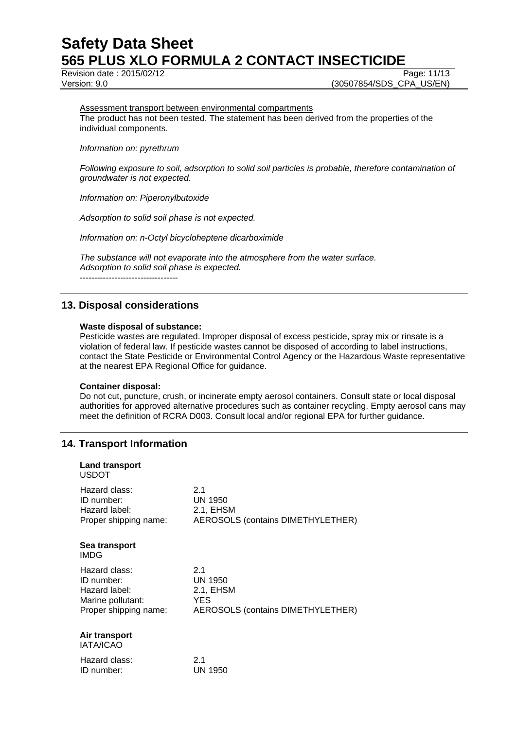Assessment transport between environmental compartments

The product has not been tested. The statement has been derived from the properties of the individual components.

*Information on: pyrethrum*

*Following exposure to soil, adsorption to solid soil particles is probable, therefore contamination of groundwater is not expected.*

*Information on: Piperonylbutoxide*

*Adsorption to solid soil phase is not expected.*

*Information on: n-Octyl bicycloheptene dicarboximide*

*The substance will not evaporate into the atmosphere from the water surface.*
*Adsorption to solid soil phase is expected.*

----------------------------------

## 13. Disposal considerations

**Waste disposal of substance:**

Pesticide wastes are regulated. Improper disposal of excess pesticide, spray mix or rinsate is a violation of federal law. If pesticide wastes cannot be disposed of according to label instructions, contact the State Pesticide or Environmental Control Agency or the Hazardous Waste representative at the nearest EPA Regional Office for guidance.

**Container disposal:**

Do not cut, puncture, crush, or incinerate empty aerosol containers. Consult state or local disposal authorities for approved alternative procedures such as container recycling. Empty aerosol cans may meet the definition of RCRA D003. Consult local and/or regional EPA for further guidance.

## 14. Transport Information

**Land transport**

USDOT

| | |
|---|---|
| Hazard class: | 2.1 |
| ID number: | UN 1950 |
| Hazard label: | 2.1, EHSM |
| Proper shipping name: | AEROSOLS (contains DIMETHYLETHER) |

**Sea transport**

IMDG

| | |
|---|---|
| Hazard class: | 2.1 |
| ID number: | UN 1950 |
| Hazard label: | 2.1, EHSM |
| Marine pollutant: | YES |
| Proper shipping name: | AEROSOLS (contains DIMETHYLETHER) |

**Air transport**

IATA/ICAO

| | |
|---|---|
| Hazard class: | 2.1 |
| ID number: | UN 1950 |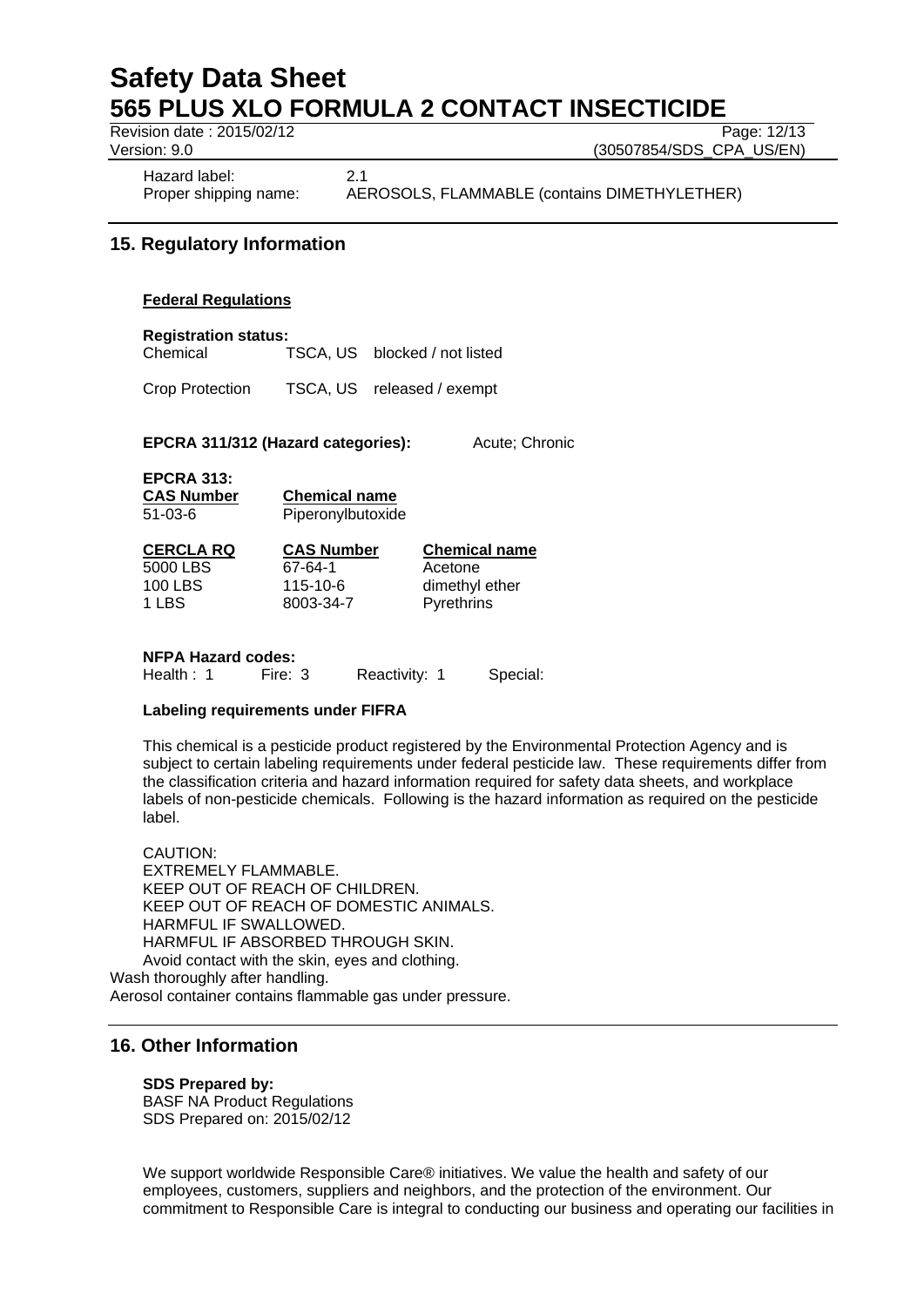Hazard label: 2.1
Proper shipping name: AEROSOLS, FLAMMABLE (contains DIMETHYLETHER)

## 15. Regulatory Information

**Federal Regulations**

**Registration status:**

| | | |
|---|---|---|
| Chemical | TSCA, US | blocked / not listed |
| Crop Protection | TSCA, US | released / exempt |

**EPCRA 311/312 (Hazard categories):** Acute; Chronic

**EPCRA 313:**

| CAS Number | Chemical name |
|---|---|
| 51-03-6 | Piperonylbutoxide |

| CERCLA RQ | CAS Number | Chemical name |
|---|---|---|
| 5000 LBS | 67-64-1 | Acetone |
| 100 LBS | 115-10-6 | dimethyl ether |
| 1 LBS | 8003-34-7 | Pyrethrins |

**NFPA Hazard codes:**
Health : 1 Fire: 3 Reactivity: 1 Special:

**Labeling requirements under FIFRA**

This chemical is a pesticide product registered by the Environmental Protection Agency and is subject to certain labeling requirements under federal pesticide law. These requirements differ from the classification criteria and hazard information required for safety data sheets, and workplace labels of non-pesticide chemicals. Following is the hazard information as required on the pesticide label.

CAUTION:
EXTREMELY FLAMMABLE.
KEEP OUT OF REACH OF CHILDREN.
KEEP OUT OF REACH OF DOMESTIC ANIMALS.
HARMFUL IF SWALLOWED.
HARMFUL IF ABSORBED THROUGH SKIN.
Avoid contact with the skin, eyes and clothing.
Wash thoroughly after handling.
Aerosol container contains flammable gas under pressure.

## 16. Other Information

**SDS Prepared by:**
BASF NA Product Regulations
SDS Prepared on: 2015/02/12

We support worldwide Responsible Care® initiatives. We value the health and safety of our employees, customers, suppliers and neighbors, and the protection of the environment. Our commitment to Responsible Care is integral to conducting our business and operating our facilities in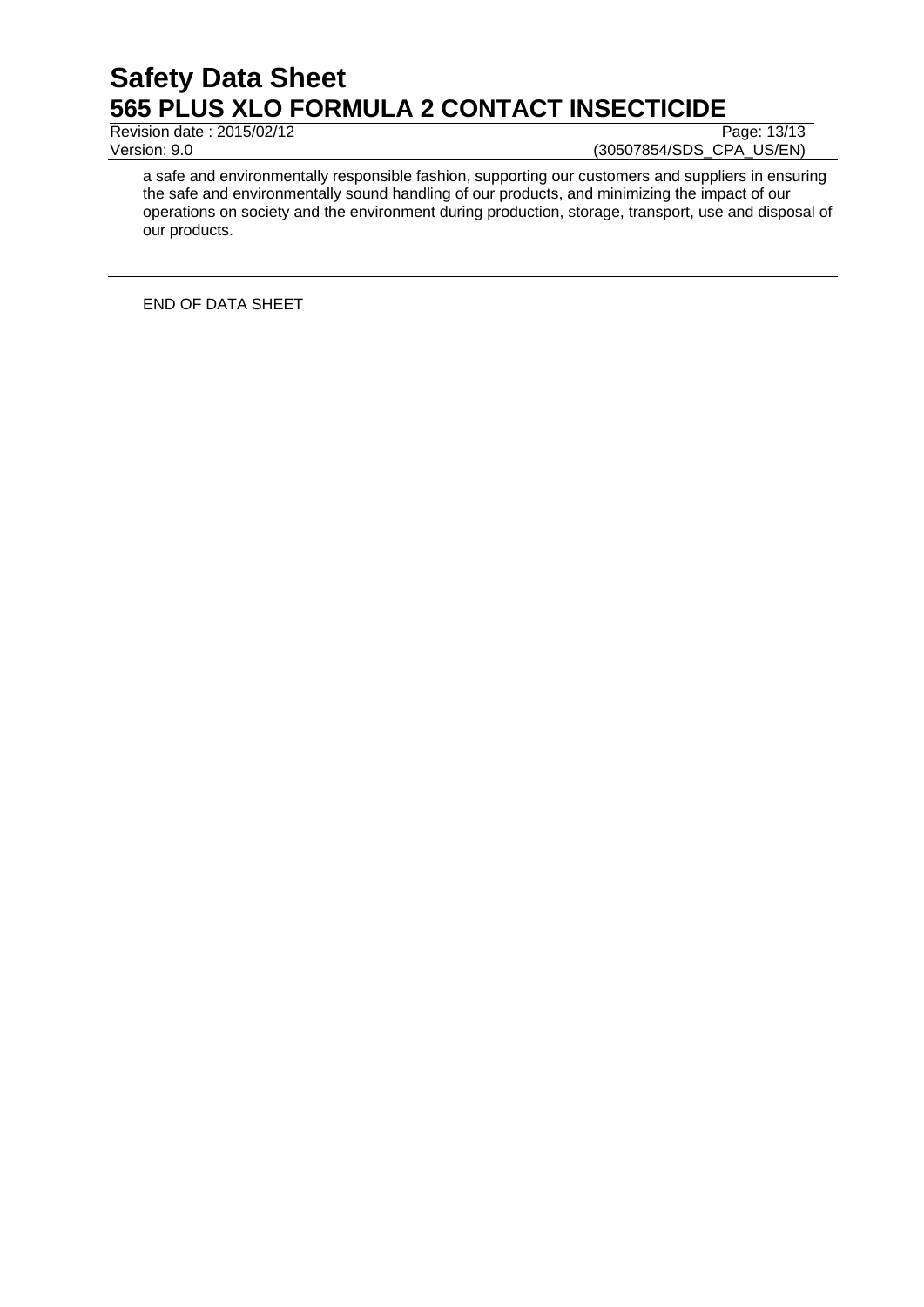a safe and environmentally responsible fashion, supporting our customers and suppliers in ensuring the safe and environmentally sound handling of our products, and minimizing the impact of our operations on society and the environment during production, storage, transport, use and disposal of our products.

---

END OF DATA SHEET